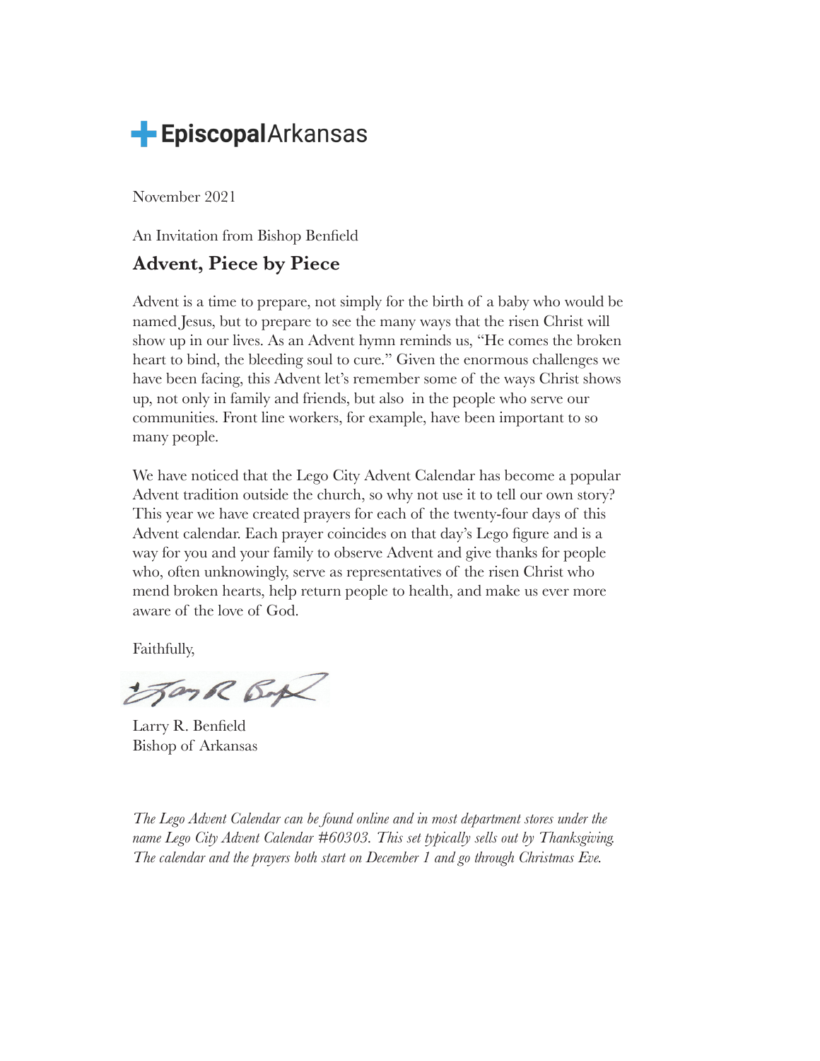**Episcopal**Arkansas

November 2021

An Invitation from Bishop Benfield

## Advent, Piece by Piece

Advent is a time to prepare, not simply for the birth of a baby who would be named Jesus, but to prepare to see the many ways that the risen Christ will show up in our lives. As an Advent hymn reminds us, "He comes the broken heart to bind, the bleeding soul to cure." Given the enormous challenges we have been facing, this Advent let's remember some of the ways Christ shows up, not only in family and friends, but also in the people who serve our communities. Front line workers, for example, have been important to so many people.

We have noticed that the Lego City Advent Calendar has become a popular Advent tradition outside the church, so why not use it to tell our own story? This year we have created prayers for each of the twenty-four days of this Advent calendar. Each prayer coincides on that day's Lego figure and is a way for you and your family to observe Advent and give thanks for people who, often unknowingly, serve as representatives of the risen Christ who mend broken hearts, help return people to health, and make us ever more aware of the love of God.

Faithfully,

Larry R. Benfield
Bishop of Arkansas

*The Lego Advent Calendar can be found online and in most department stores under the name Lego City Advent Calendar #60303. This set typically sells out by Thanksgiving. The calendar and the prayers both start on December 1 and go through Christmas Eve.*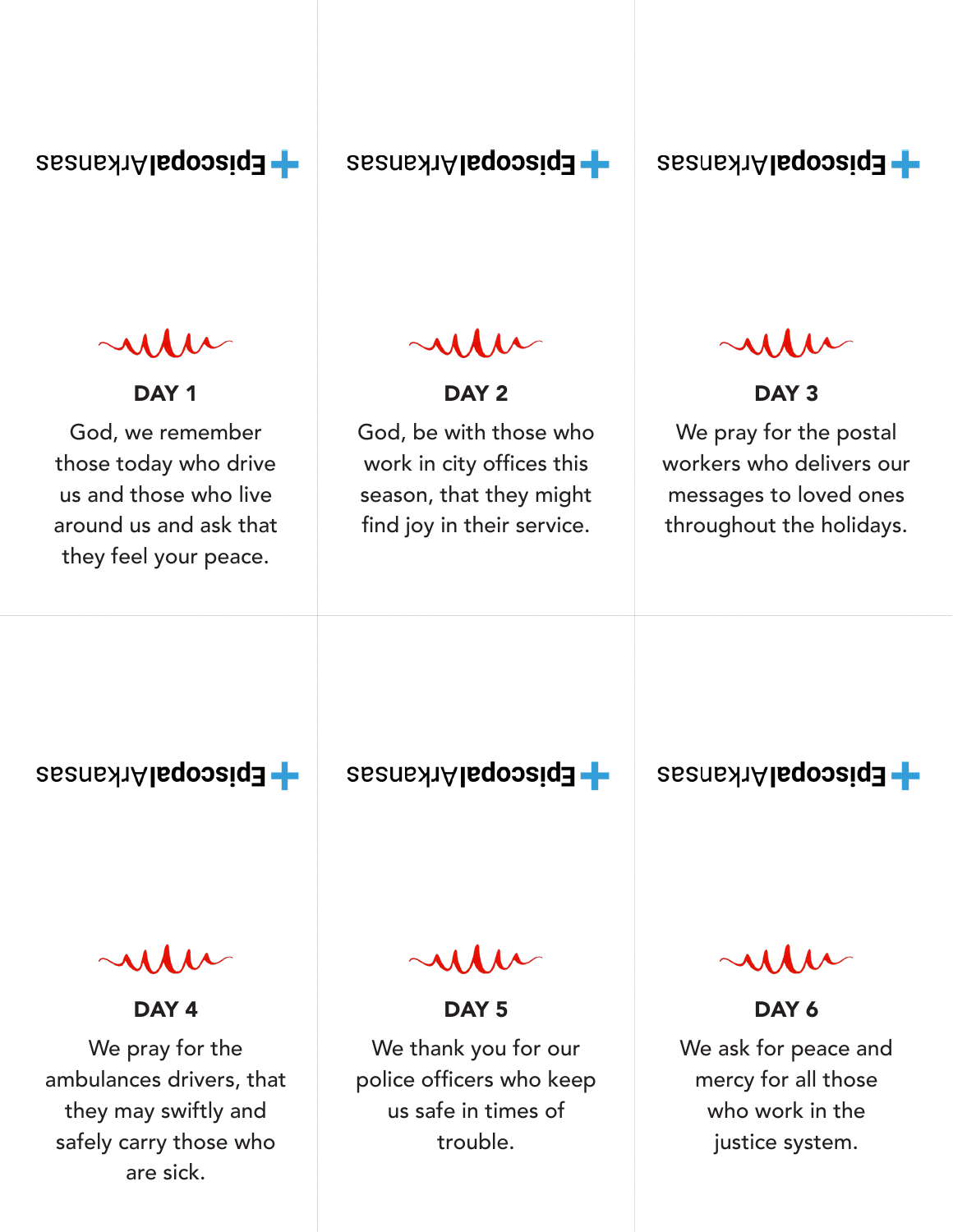EpiscopalArkansas

## DAY 1

God, we remember those today who drive us and those who live around us and ask that they feel your peace.

EpiscopalArkansas

## DAY 2

God, be with those who work in city offices this season, that they might find joy in their service.

EpiscopalArkansas

## DAY 3

We pray for the postal workers who delivers our messages to loved ones throughout the holidays.

EpiscopalArkansas

## DAY 4

We pray for the ambulances drivers, that they may swiftly and safely carry those who are sick.

EpiscopalArkansas

## DAY 5

We thank you for our police officers who keep us safe in times of trouble.

EpiscopalArkansas

## DAY 6

We ask for peace and mercy for all those who work in the justice system.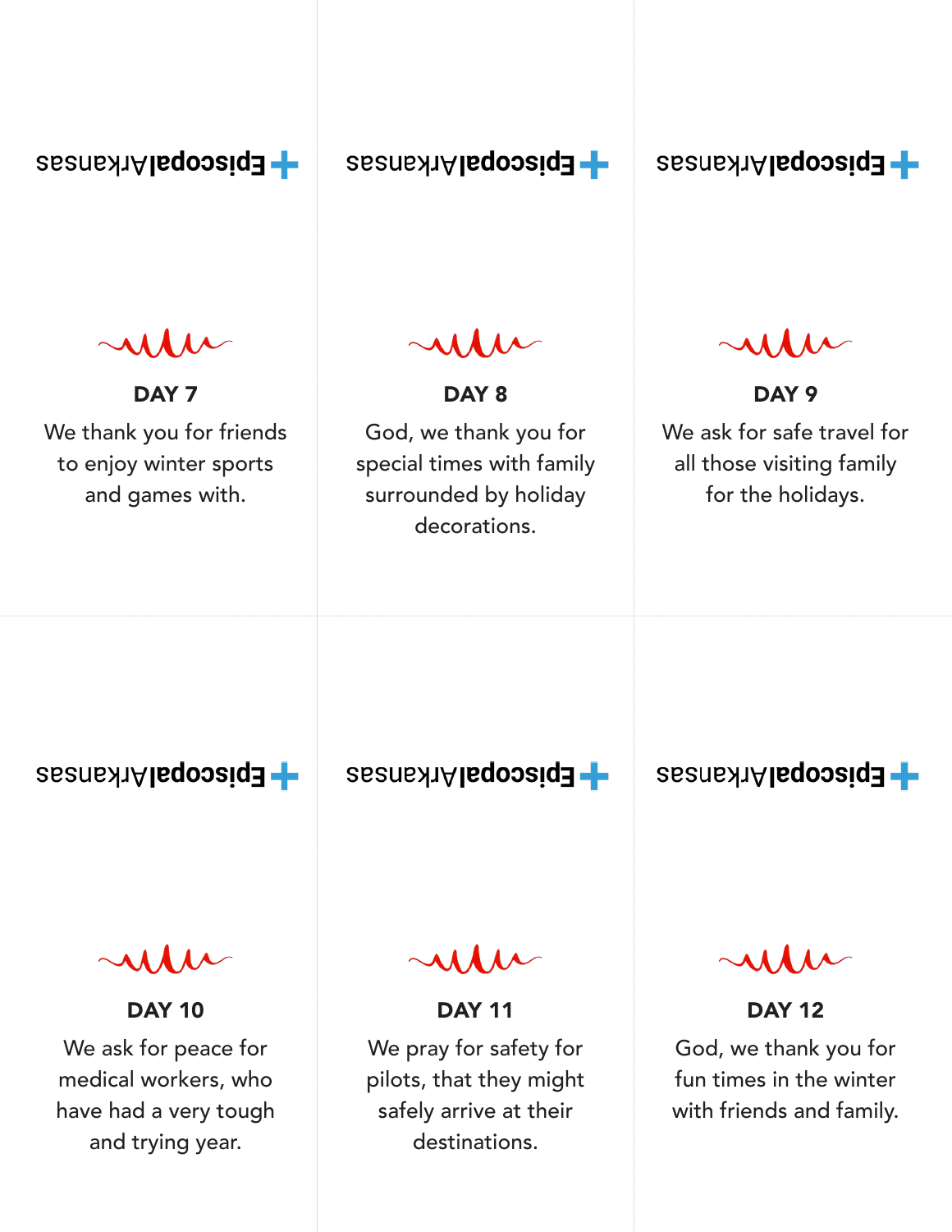EpiscopalArkansas

## DAY 7

We thank you for friends to enjoy winter sports and games with.

EpiscopalArkansas

## DAY 8

God, we thank you for special times with family surrounded by holiday decorations.

EpiscopalArkansas

## DAY 9

We ask for safe travel for all those visiting family for the holidays.

EpiscopalArkansas

## DAY 10

We ask for peace for medical workers, who have had a very tough and trying year.

EpiscopalArkansas

## DAY 11

We pray for safety for pilots, that they might safely arrive at their destinations.

EpiscopalArkansas

## DAY 12

God, we thank you for fun times in the winter with friends and family.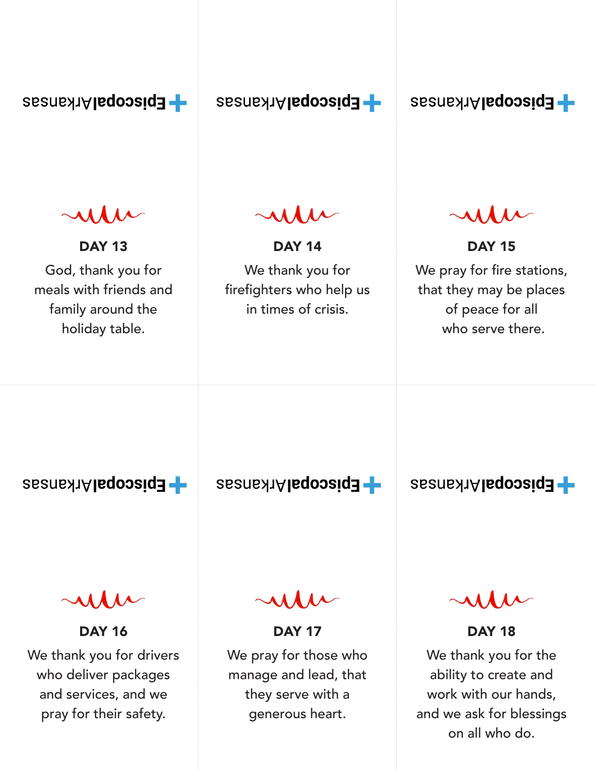EpiscopalArkansas

### DAY 13

God, thank you for meals with friends and family around the holiday table.

EpiscopalArkansas

### DAY 14

We thank you for firefighters who help us in times of crisis.

EpiscopalArkansas

### DAY 15

We pray for fire stations, that they may be places of peace for all who serve there.

EpiscopalArkansas

### DAY 16

We thank you for drivers who deliver packages and services, and we pray for their safety.

EpiscopalArkansas

### DAY 17

We pray for those who manage and lead, that they serve with a generous heart.

EpiscopalArkansas

### DAY 18

We thank you for the ability to create and work with our hands, and we ask for blessings on all who do.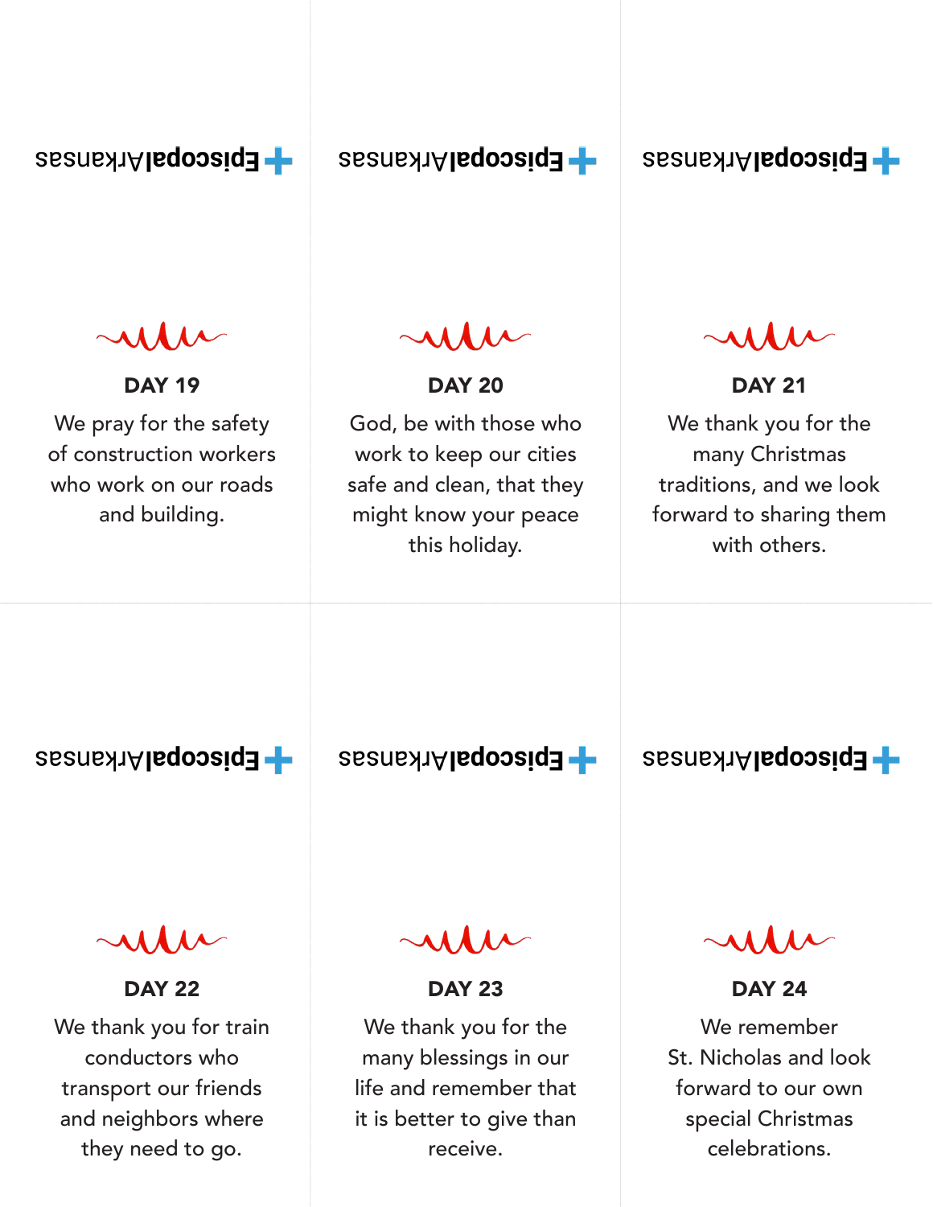EpiscopalArkansas

### DAY 19

We pray for the safety of construction workers who work on our roads and building.

EpiscopalArkansas

### DAY 20

God, be with those who work to keep our cities safe and clean, that they might know your peace this holiday.

EpiscopalArkansas

### DAY 21

We thank you for the many Christmas traditions, and we look forward to sharing them with others.

EpiscopalArkansas

### DAY 22

We thank you for train conductors who transport our friends and neighbors where they need to go.

EpiscopalArkansas

### DAY 23

We thank you for the many blessings in our life and remember that it is better to give than receive.

EpiscopalArkansas

### DAY 24

We remember St. Nicholas and look forward to our own special Christmas celebrations.